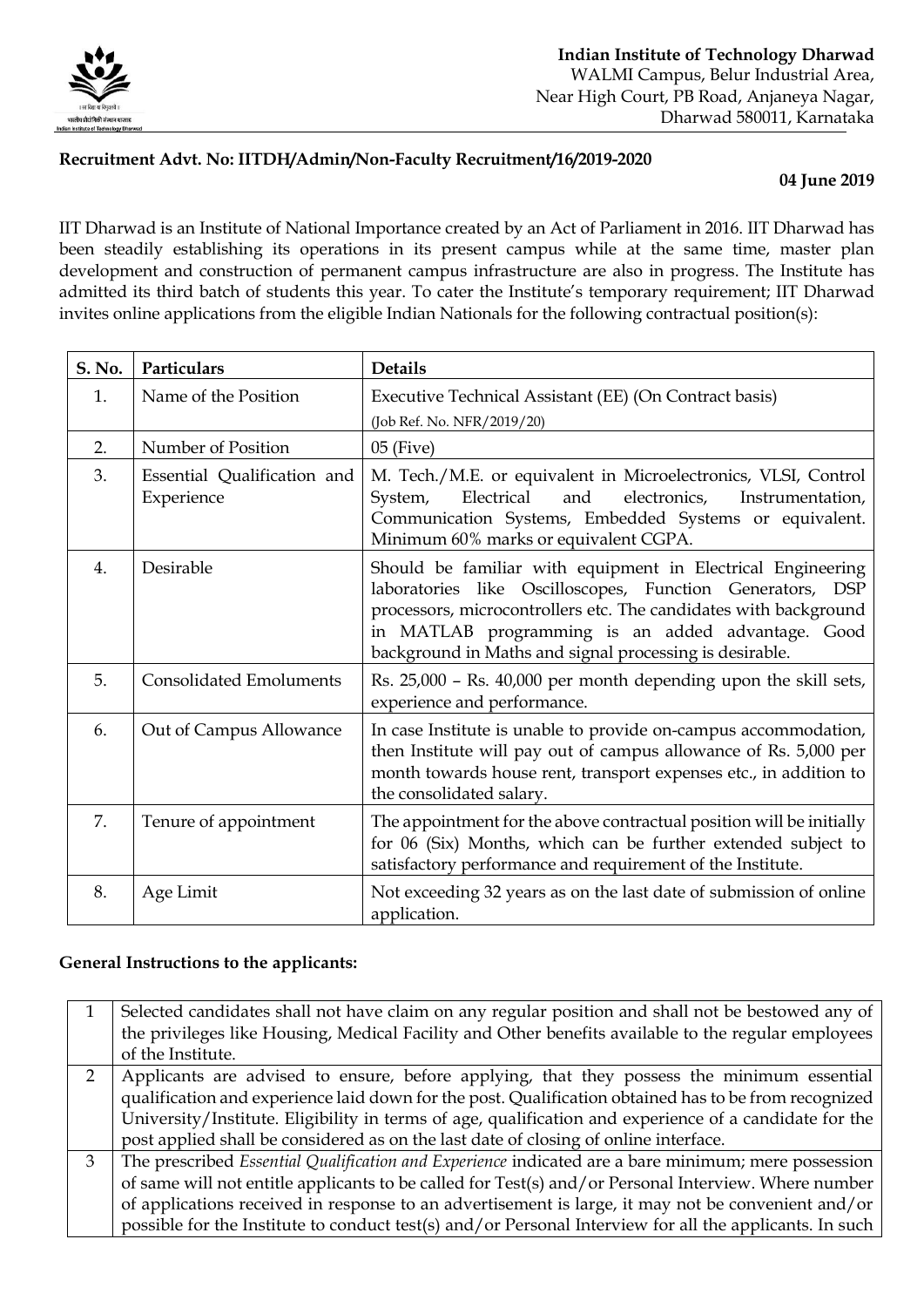**Indian Institute of Technology Dharwad**
WALMI Campus, Belur Industrial Area,
Near High Court, PB Road, Anjaneya Nagar,
Dharwad 580011, Karnataka

**Recruitment Advt. No: IITDH/Admin/Non-Faculty Recruitment/16/2019-2020**

**04 June 2019**

IIT Dharwad is an Institute of National Importance created by an Act of Parliament in 2016. IIT Dharwad has been steadily establishing its operations in its present campus while at the same time, master plan development and construction of permanent campus infrastructure are also in progress. The Institute has admitted its third batch of students this year. To cater the Institute's temporary requirement; IIT Dharwad invites online applications from the eligible Indian Nationals for the following contractual position(s):

| S. No. | Particulars | Details |
|---|---|---|
| 1. | Name of the Position | Executive Technical Assistant (EE) (On Contract basis) (Job Ref. No. NFR/2019/20) |
| 2. | Number of Position | 05 (Five) |
| 3. | Essential Qualification and Experience | M. Tech./M.E. or equivalent in Microelectronics, VLSI, Control System, Electrical and electronics, Instrumentation, Communication Systems, Embedded Systems or equivalent. Minimum 60% marks or equivalent CGPA. |
| 4. | Desirable | Should be familiar with equipment in Electrical Engineering laboratories like Oscilloscopes, Function Generators, DSP processors, microcontrollers etc. The candidates with background in MATLAB programming is an added advantage. Good background in Maths and signal processing is desirable. |
| 5. | Consolidated Emoluments | Rs. 25,000 – Rs. 40,000 per month depending upon the skill sets, experience and performance. |
| 6. | Out of Campus Allowance | In case Institute is unable to provide on-campus accommodation, then Institute will pay out of campus allowance of Rs. 5,000 per month towards house rent, transport expenses etc., in addition to the consolidated salary. |
| 7. | Tenure of appointment | The appointment for the above contractual position will be initially for 06 (Six) Months, which can be further extended subject to satisfactory performance and requirement of the Institute. |
| 8. | Age Limit | Not exceeding 32 years as on the last date of submission of online application. |

**General Instructions to the applicants:**

| | |
|---|---|
| 1 | Selected candidates shall not have claim on any regular position and shall not be bestowed any of the privileges like Housing, Medical Facility and Other benefits available to the regular employees of the Institute. |
| 2 | Applicants are advised to ensure, before applying, that they possess the minimum essential qualification and experience laid down for the post. Qualification obtained has to be from recognized University/Institute. Eligibility in terms of age, qualification and experience of a candidate for the post applied shall be considered as on the last date of closing of online interface. |
| 3 | The prescribed *Essential Qualification and Experience* indicated are a bare minimum; mere possession of same will not entitle applicants to be called for Test(s) and/or Personal Interview. Where number of applications received in response to an advertisement is large, it may not be convenient and/or possible for the Institute to conduct test(s) and/or Personal Interview for all the applicants. In such |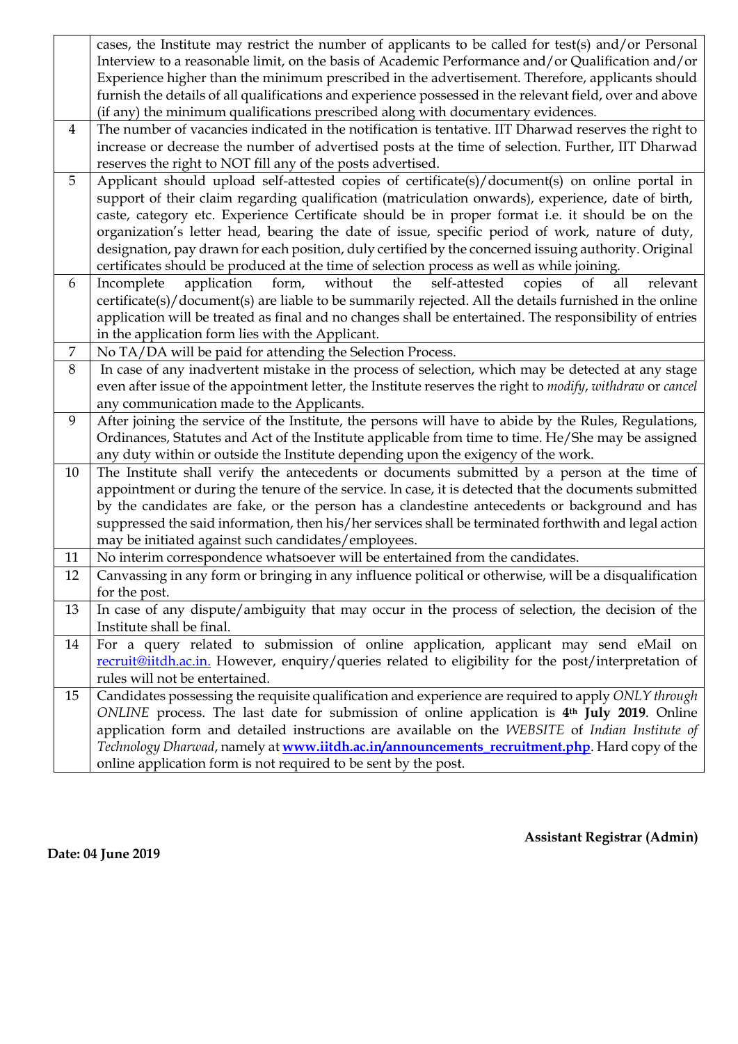| | |
|---|---|
| | cases, the Institute may restrict the number of applicants to be called for test(s) and/or Personal Interview to a reasonable limit, on the basis of Academic Performance and/or Qualification and/or Experience higher than the minimum prescribed in the advertisement. Therefore, applicants should furnish the details of all qualifications and experience possessed in the relevant field, over and above (if any) the minimum qualifications prescribed along with documentary evidences. |
| 4 | The number of vacancies indicated in the notification is tentative. IIT Dharwad reserves the right to increase or decrease the number of advertised posts at the time of selection. Further, IIT Dharwad reserves the right to NOT fill any of the posts advertised. |
| 5 | Applicant should upload self-attested copies of certificate(s)/document(s) on online portal in support of their claim regarding qualification (matriculation onwards), experience, date of birth, caste, category etc. Experience Certificate should be in proper format i.e. it should be on the organization's letter head, bearing the date of issue, specific period of work, nature of duty, designation, pay drawn for each position, duly certified by the concerned issuing authority. Original certificates should be produced at the time of selection process as well as while joining. |
| 6 | Incomplete application form, without the self-attested copies of all relevant certificate(s)/document(s) are liable to be summarily rejected. All the details furnished in the online application will be treated as final and no changes shall be entertained. The responsibility of entries in the application form lies with the Applicant. |
| 7 | No TA/DA will be paid for attending the Selection Process. |
| 8 | In case of any inadvertent mistake in the process of selection, which may be detected at any stage even after issue of the appointment letter, the Institute reserves the right to *modify*, *withdraw* or *cancel* any communication made to the Applicants. |
| 9 | After joining the service of the Institute, the persons will have to abide by the Rules, Regulations, Ordinances, Statutes and Act of the Institute applicable from time to time. He/She may be assigned any duty within or outside the Institute depending upon the exigency of the work. |
| 10 | The Institute shall verify the antecedents or documents submitted by a person at the time of appointment or during the tenure of the service. In case, it is detected that the documents submitted by the candidates are fake, or the person has a clandestine antecedents or background and has suppressed the said information, then his/her services shall be terminated forthwith and legal action may be initiated against such candidates/employees. |
| 11 | No interim correspondence whatsoever will be entertained from the candidates. |
| 12 | Canvassing in any form or bringing in any influence political or otherwise, will be a disqualification for the post. |
| 13 | In case of any dispute/ambiguity that may occur in the process of selection, the decision of the Institute shall be final. |
| 14 | For a query related to submission of online application, applicant may send eMail on recruit@iitdh.ac.in. However, enquiry/queries related to eligibility for the post/interpretation of rules will not be entertained. |
| 15 | Candidates possessing the requisite qualification and experience are required to apply *ONLY through ONLINE* process. The last date for submission of online application is **4th July 2019**. Online application form and detailed instructions are available on the *WEBSITE* of *Indian Institute of Technology Dharwad*, namely at **www.iitdh.ac.in/announcements_recruitment.php**. Hard copy of the online application form is not required to be sent by the post. |

**Assistant Registrar (Admin)**

**Date: 04 June 2019**